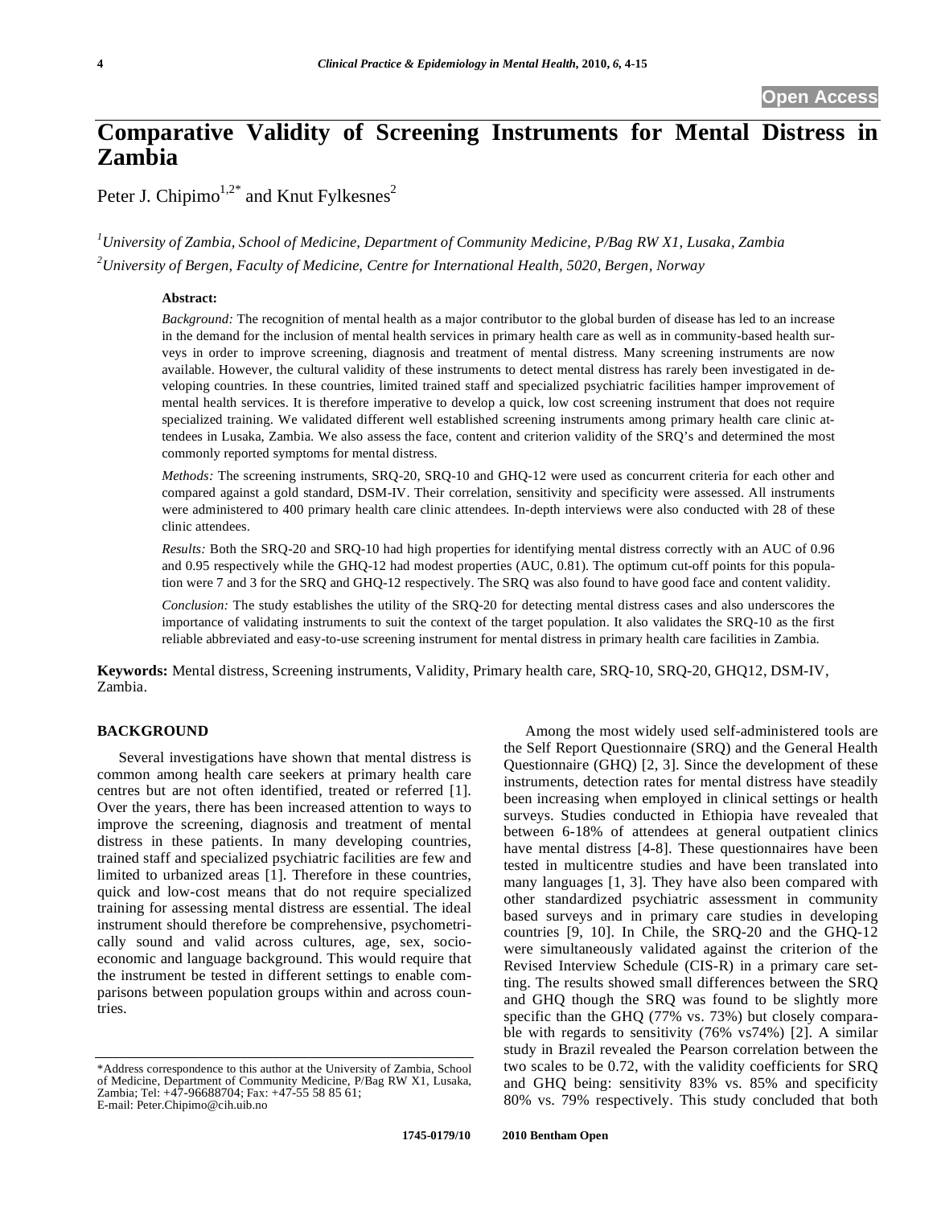# Comparative Validity of Screening Instruments for Mental Distress in Zambia

Peter J. Chipimo[1,2*] and Knut Fylkesnes[2]

[1]*University of Zambia, School of Medicine, Department of Community Medicine, P/Bag RW X1, Lusaka, Zambia*

[2]*University of Bergen, Faculty of Medicine, Centre for International Health, 5020, Bergen, Norway*

**Abstract:**

*Background:* The recognition of mental health as a major contributor to the global burden of disease has led to an increase in the demand for the inclusion of mental health services in primary health care as well as in community-based health surveys in order to improve screening, diagnosis and treatment of mental distress. Many screening instruments are now available. However, the cultural validity of these instruments to detect mental distress has rarely been investigated in developing countries. In these countries, limited trained staff and specialized psychiatric facilities hamper improvement of mental health services. It is therefore imperative to develop a quick, low cost screening instrument that does not require specialized training. We validated different well established screening instruments among primary health care clinic attendees in Lusaka, Zambia. We also assess the face, content and criterion validity of the SRQ's and determined the most commonly reported symptoms for mental distress.

*Methods:* The screening instruments, SRQ-20, SRQ-10 and GHQ-12 were used as concurrent criteria for each other and compared against a gold standard, DSM-IV. Their correlation, sensitivity and specificity were assessed. All instruments were administered to 400 primary health care clinic attendees. In-depth interviews were also conducted with 28 of these clinic attendees.

*Results:* Both the SRQ-20 and SRQ-10 had high properties for identifying mental distress correctly with an AUC of 0.96 and 0.95 respectively while the GHQ-12 had modest properties (AUC, 0.81). The optimum cut-off points for this population were 7 and 3 for the SRQ and GHQ-12 respectively. The SRQ was also found to have good face and content validity.

*Conclusion:* The study establishes the utility of the SRQ-20 for detecting mental distress cases and also underscores the importance of validating instruments to suit the context of the target population. It also validates the SRQ-10 as the first reliable abbreviated and easy-to-use screening instrument for mental distress in primary health care facilities in Zambia.

**Keywords:** Mental distress, Screening instruments, Validity, Primary health care, SRQ-10, SRQ-20, GHQ12, DSM-IV, Zambia.

## BACKGROUND

Several investigations have shown that mental distress is common among health care seekers at primary health care centres but are not often identified, treated or referred [1]. Over the years, there has been increased attention to ways to improve the screening, diagnosis and treatment of mental distress in these patients. In many developing countries, trained staff and specialized psychiatric facilities are few and limited to urbanized areas [1]. Therefore in these countries, quick and low-cost means that do not require specialized training for assessing mental distress are essential. The ideal instrument should therefore be comprehensive, psychometrically sound and valid across cultures, age, sex, socio-economic and language background. This would require that the instrument be tested in different settings to enable comparisons between population groups within and across countries.

Among the most widely used self-administered tools are the Self Report Questionnaire (SRQ) and the General Health Questionnaire (GHQ) [2, 3]. Since the development of these instruments, detection rates for mental distress have steadily been increasing when employed in clinical settings or health surveys. Studies conducted in Ethiopia have revealed that between 6-18% of attendees at general outpatient clinics have mental distress [4-8]. These questionnaires have been tested in multicentre studies and have been translated into many languages [1, 3]. They have also been compared with other standardized psychiatric assessment in community based surveys and in primary care studies in developing countries [9, 10]. In Chile, the SRQ-20 and the GHQ-12 were simultaneously validated against the criterion of the Revised Interview Schedule (CIS-R) in a primary care setting. The results showed small differences between the SRQ and GHQ though the SRQ was found to be slightly more specific than the GHQ (77% vs. 73%) but closely comparable with regards to sensitivity (76% vs74%) [2]. A similar study in Brazil revealed the Pearson correlation between the two scales to be 0.72, with the validity coefficients for SRQ and GHQ being: sensitivity 83% vs. 85% and specificity 80% vs. 79% respectively. This study concluded that both

*Address correspondence to this author at the University of Zambia, School of Medicine, Department of Community Medicine, P/Bag RW X1, Lusaka, Zambia; Tel: +47-96688704; Fax: +47-55 58 85 61; E-mail: Peter.Chipimo@cih.uib.no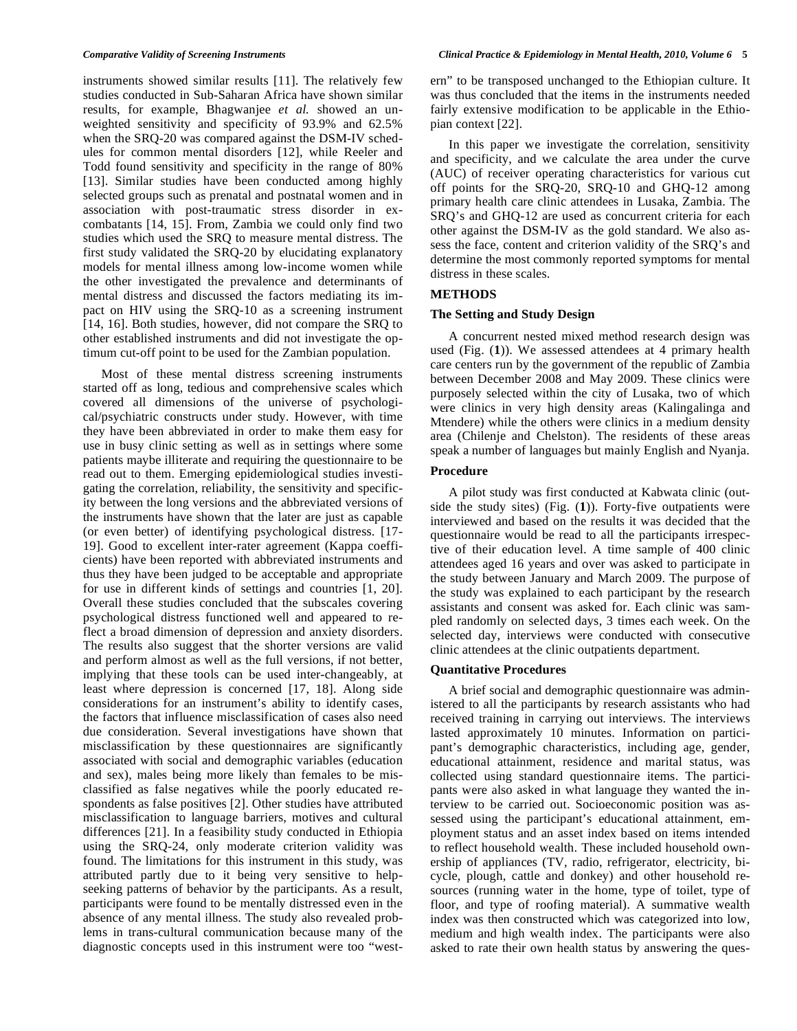instruments showed similar results [11]. The relatively few studies conducted in Sub-Saharan Africa have shown similar results, for example, Bhagwanjee *et al.* showed an unweighted sensitivity and specificity of 93.9% and 62.5% when the SRQ-20 was compared against the DSM-IV schedules for common mental disorders [12], while Reeler and Todd found sensitivity and specificity in the range of 80% [13]. Similar studies have been conducted among highly selected groups such as prenatal and postnatal women and in association with post-traumatic stress disorder in ex-combatants [14, 15]. From, Zambia we could only find two studies which used the SRQ to measure mental distress. The first study validated the SRQ-20 by elucidating explanatory models for mental illness among low-income women while the other investigated the prevalence and determinants of mental distress and discussed the factors mediating its impact on HIV using the SRQ-10 as a screening instrument [14, 16]. Both studies, however, did not compare the SRQ to other established instruments and did not investigate the optimum cut-off point to be used for the Zambian population.

Most of these mental distress screening instruments started off as long, tedious and comprehensive scales which covered all dimensions of the universe of psychological/psychiatric constructs under study. However, with time they have been abbreviated in order to make them easy for use in busy clinic setting as well as in settings where some patients maybe illiterate and requiring the questionnaire to be read out to them. Emerging epidemiological studies investigating the correlation, reliability, the sensitivity and specificity between the long versions and the abbreviated versions of the instruments have shown that the later are just as capable (or even better) of identifying psychological distress. [17-19]. Good to excellent inter-rater agreement (Kappa coefficients) have been reported with abbreviated instruments and thus they have been judged to be acceptable and appropriate for use in different kinds of settings and countries [1, 20]. Overall these studies concluded that the subscales covering psychological distress functioned well and appeared to reflect a broad dimension of depression and anxiety disorders. The results also suggest that the shorter versions are valid and perform almost as well as the full versions, if not better, implying that these tools can be used inter-changeably, at least where depression is concerned [17, 18]. Along side considerations for an instrument's ability to identify cases, the factors that influence misclassification of cases also need due consideration. Several investigations have shown that misclassification by these questionnaires are significantly associated with social and demographic variables (education and sex), males being more likely than females to be misclassified as false negatives while the poorly educated respondents as false positives [2]. Other studies have attributed misclassification to language barriers, motives and cultural differences [21]. In a feasibility study conducted in Ethiopia using the SRQ-24, only moderate criterion validity was found. The limitations for this instrument in this study, was attributed partly due to it being very sensitive to help-seeking patterns of behavior by the participants. As a result, participants were found to be mentally distressed even in the absence of any mental illness. The study also revealed problems in trans-cultural communication because many of the diagnostic concepts used in this instrument were too "western" to be transposed unchanged to the Ethiopian culture. It was thus concluded that the items in the instruments needed fairly extensive modification to be applicable in the Ethiopian context [22].

In this paper we investigate the correlation, sensitivity and specificity, and we calculate the area under the curve (AUC) of receiver operating characteristics for various cut off points for the SRQ-20, SRQ-10 and GHQ-12 among primary health care clinic attendees in Lusaka, Zambia. The SRQ's and GHQ-12 are used as concurrent criteria for each other against the DSM-IV as the gold standard. We also assess the face, content and criterion validity of the SRQ's and determine the most commonly reported symptoms for mental distress in these scales.

## METHODS

### The Setting and Study Design

A concurrent nested mixed method research design was used (Fig. (**1**)). We assessed attendees at 4 primary health care centers run by the government of the republic of Zambia between December 2008 and May 2009. These clinics were purposely selected within the city of Lusaka, two of which were clinics in very high density areas (Kalingalinga and Mtendere) while the others were clinics in a medium density area (Chilenje and Chelston). The residents of these areas speak a number of languages but mainly English and Nyanja.

### Procedure

A pilot study was first conducted at Kabwata clinic (outside the study sites) (Fig. (**1**)). Forty-five outpatients were interviewed and based on the results it was decided that the questionnaire would be read to all the participants irrespective of their education level. A time sample of 400 clinic attendees aged 16 years and over was asked to participate in the study between January and March 2009. The purpose of the study was explained to each participant by the research assistants and consent was asked for. Each clinic was sampled randomly on selected days, 3 times each week. On the selected day, interviews were conducted with consecutive clinic attendees at the clinic outpatients department.

### Quantitative Procedures

A brief social and demographic questionnaire was administered to all the participants by research assistants who had received training in carrying out interviews. The interviews lasted approximately 10 minutes. Information on participant's demographic characteristics, including age, gender, educational attainment, residence and marital status, was collected using standard questionnaire items. The participants were also asked in what language they wanted the interview to be carried out. Socioeconomic position was assessed using the participant's educational attainment, employment status and an asset index based on items intended to reflect household wealth. These included household ownership of appliances (TV, radio, refrigerator, electricity, bicycle, plough, cattle and donkey) and other household resources (running water in the home, type of toilet, type of floor, and type of roofing material). A summative wealth index was then constructed which was categorized into low, medium and high wealth index. The participants were also asked to rate their own health status by answering the ques-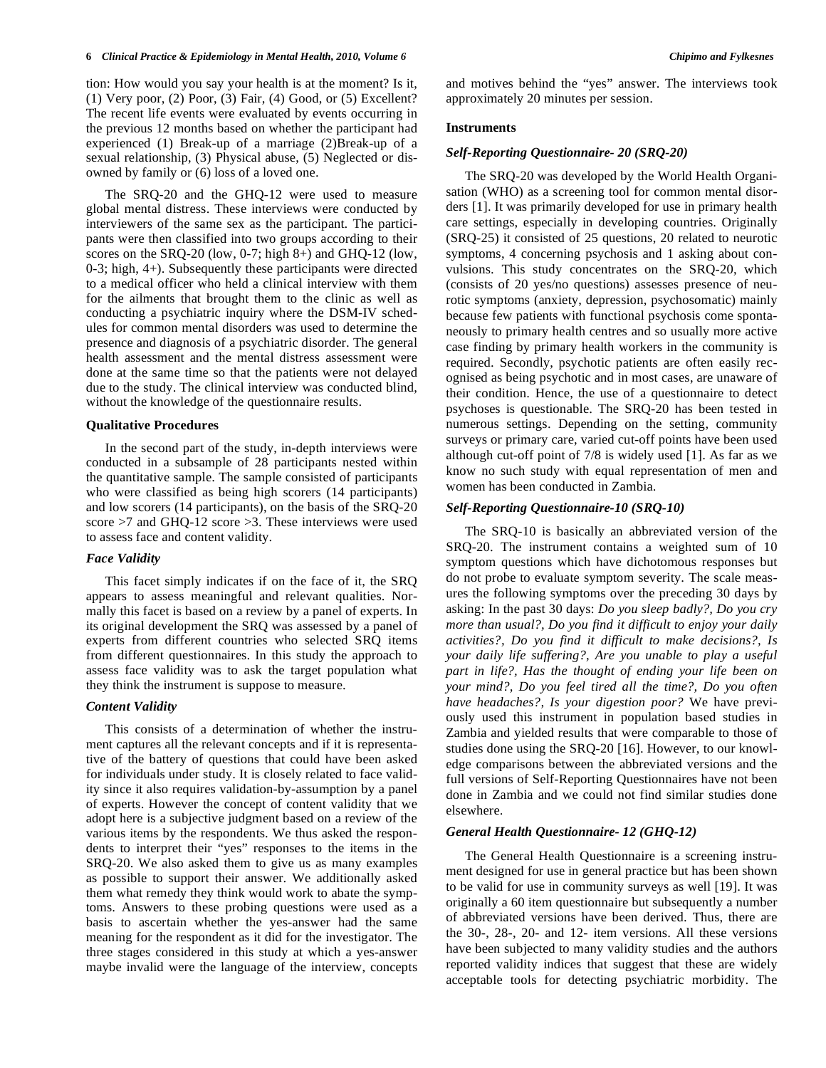tion: How would you say your health is at the moment? Is it, (1) Very poor, (2) Poor, (3) Fair, (4) Good, or (5) Excellent? The recent life events were evaluated by events occurring in the previous 12 months based on whether the participant had experienced (1) Break-up of a marriage (2)Break-up of a sexual relationship, (3) Physical abuse, (5) Neglected or disowned by family or (6) loss of a loved one.

The SRQ-20 and the GHQ-12 were used to measure global mental distress. These interviews were conducted by interviewers of the same sex as the participant. The participants were then classified into two groups according to their scores on the SRQ-20 (low, 0-7; high 8+) and GHQ-12 (low, 0-3; high, 4+). Subsequently these participants were directed to a medical officer who held a clinical interview with them for the ailments that brought them to the clinic as well as conducting a psychiatric inquiry where the DSM-IV schedules for common mental disorders was used to determine the presence and diagnosis of a psychiatric disorder. The general health assessment and the mental distress assessment were done at the same time so that the patients were not delayed due to the study. The clinical interview was conducted blind, without the knowledge of the questionnaire results.

### Qualitative Procedures

In the second part of the study, in-depth interviews were conducted in a subsample of 28 participants nested within the quantitative sample. The sample consisted of participants who were classified as being high scorers (14 participants) and low scorers (14 participants), on the basis of the SRQ-20 score >7 and GHQ-12 score >3. These interviews were used to assess face and content validity.

#### *Face Validity*

This facet simply indicates if on the face of it, the SRQ appears to assess meaningful and relevant qualities. Normally this facet is based on a review by a panel of experts. In its original development the SRQ was assessed by a panel of experts from different countries who selected SRQ items from different questionnaires. In this study the approach to assess face validity was to ask the target population what they think the instrument is suppose to measure.

#### *Content Validity*

This consists of a determination of whether the instrument captures all the relevant concepts and if it is representative of the battery of questions that could have been asked for individuals under study. It is closely related to face validity since it also requires validation-by-assumption by a panel of experts. However the concept of content validity that we adopt here is a subjective judgment based on a review of the various items by the respondents. We thus asked the respondents to interpret their "yes" responses to the items in the SRQ-20. We also asked them to give us as many examples as possible to support their answer. We additionally asked them what remedy they think would work to abate the symptoms. Answers to these probing questions were used as a basis to ascertain whether the yes-answer had the same meaning for the respondent as it did for the investigator. The three stages considered in this study at which a yes-answer maybe invalid were the language of the interview, concepts and motives behind the "yes" answer. The interviews took approximately 20 minutes per session.

### Instruments

#### *Self-Reporting Questionnaire- 20 (SRQ-20)*

The SRQ-20 was developed by the World Health Organisation (WHO) as a screening tool for common mental disorders [1]. It was primarily developed for use in primary health care settings, especially in developing countries. Originally (SRQ-25) it consisted of 25 questions, 20 related to neurotic symptoms, 4 concerning psychosis and 1 asking about convulsions. This study concentrates on the SRQ-20, which (consists of 20 yes/no questions) assesses presence of neurotic symptoms (anxiety, depression, psychosomatic) mainly because few patients with functional psychosis come spontaneously to primary health centres and so usually more active case finding by primary health workers in the community is required. Secondly, psychotic patients are often easily recognised as being psychotic and in most cases, are unaware of their condition. Hence, the use of a questionnaire to detect psychoses is questionable. The SRQ-20 has been tested in numerous settings. Depending on the setting, community surveys or primary care, varied cut-off points have been used although cut-off point of 7/8 is widely used [1]. As far as we know no such study with equal representation of men and women has been conducted in Zambia.

#### *Self-Reporting Questionnaire-10 (SRQ-10)*

The SRQ-10 is basically an abbreviated version of the SRQ-20. The instrument contains a weighted sum of 10 symptom questions which have dichotomous responses but do not probe to evaluate symptom severity. The scale measures the following symptoms over the preceding 30 days by asking: In the past 30 days: *Do you sleep badly?, Do you cry more than usual?, Do you find it difficult to enjoy your daily activities?, Do you find it difficult to make decisions?, Is your daily life suffering?, Are you unable to play a useful part in life?, Has the thought of ending your life been on your mind?, Do you feel tired all the time?, Do you often have headaches?, Is your digestion poor?* We have previously used this instrument in population based studies in Zambia and yielded results that were comparable to those of studies done using the SRQ-20 [16]. However, to our knowledge comparisons between the abbreviated versions and the full versions of Self-Reporting Questionnaires have not been done in Zambia and we could not find similar studies done elsewhere.

#### *General Health Questionnaire- 12 (GHQ-12)*

The General Health Questionnaire is a screening instrument designed for use in general practice but has been shown to be valid for use in community surveys as well [19]. It was originally a 60 item questionnaire but subsequently a number of abbreviated versions have been derived. Thus, there are the 30-, 28-, 20- and 12- item versions. All these versions have been subjected to many validity studies and the authors reported validity indices that suggest that these are widely acceptable tools for detecting psychiatric morbidity. The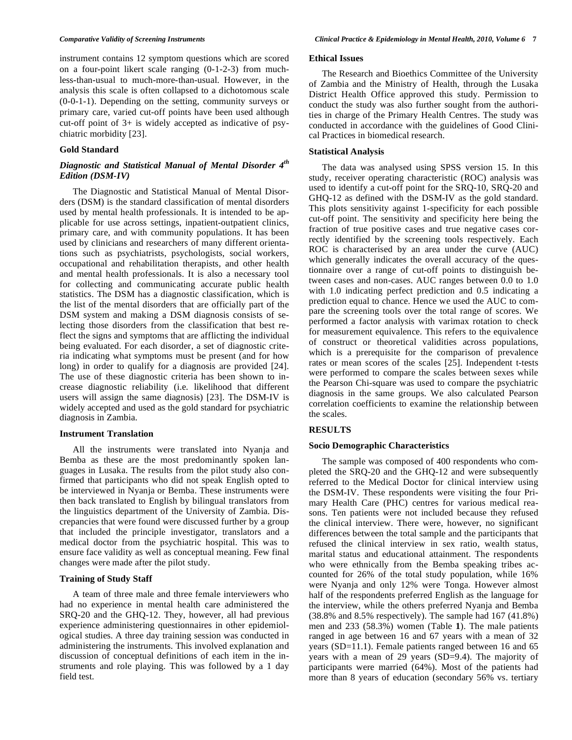instrument contains 12 symptom questions which are scored on a four-point likert scale ranging (0-1-2-3) from much-less-than-usual to much-more-than-usual. However, in the analysis this scale is often collapsed to a dichotomous scale (0-0-1-1). Depending on the setting, community surveys or primary care, varied cut-off points have been used although cut-off point of 3+ is widely accepted as indicative of psychiatric morbidity [23].

### Gold Standard

#### *Diagnostic and Statistical Manual of Mental Disorder 4th Edition (DSM-IV)*

The Diagnostic and Statistical Manual of Mental Disorders (DSM) is the standard classification of mental disorders used by mental health professionals. It is intended to be applicable for use across settings, inpatient-outpatient clinics, primary care, and with community populations. It has been used by clinicians and researchers of many different orientations such as psychiatrists, psychologists, social workers, occupational and rehabilitation therapists, and other health and mental health professionals. It is also a necessary tool for collecting and communicating accurate public health statistics. The DSM has a diagnostic classification, which is the list of the mental disorders that are officially part of the DSM system and making a DSM diagnosis consists of selecting those disorders from the classification that best reflect the signs and symptoms that are afflicting the individual being evaluated. For each disorder, a set of diagnostic criteria indicating what symptoms must be present (and for how long) in order to qualify for a diagnosis are provided [24]. The use of these diagnostic criteria has been shown to increase diagnostic reliability (i.e. likelihood that different users will assign the same diagnosis) [23]. The DSM-IV is widely accepted and used as the gold standard for psychiatric diagnosis in Zambia.

### Instrument Translation

All the instruments were translated into Nyanja and Bemba as these are the most predominantly spoken languages in Lusaka. The results from the pilot study also confirmed that participants who did not speak English opted to be interviewed in Nyanja or Bemba. These instruments were then back translated to English by bilingual translators from the linguistics department of the University of Zambia. Discrepancies that were found were discussed further by a group that included the principle investigator, translators and a medical doctor from the psychiatric hospital. This was to ensure face validity as well as conceptual meaning. Few final changes were made after the pilot study.

### Training of Study Staff

A team of three male and three female interviewers who had no experience in mental health care administered the SRQ-20 and the GHQ-12. They, however, all had previous experience administering questionnaires in other epidemiological studies. A three day training session was conducted in administering the instruments. This involved explanation and discussion of conceptual definitions of each item in the instruments and role playing. This was followed by a 1 day field test.

### Ethical Issues

The Research and Bioethics Committee of the University of Zambia and the Ministry of Health, through the Lusaka District Health Office approved this study. Permission to conduct the study was also further sought from the authorities in charge of the Primary Health Centres. The study was conducted in accordance with the guidelines of Good Clinical Practices in biomedical research.

### Statistical Analysis

The data was analysed using SPSS version 15. In this study, receiver operating characteristic (ROC) analysis was used to identify a cut-off point for the SRQ-10, SRQ-20 and GHQ-12 as defined with the DSM-IV as the gold standard. This plots sensitivity against 1-specificity for each possible cut-off point. The sensitivity and specificity here being the fraction of true positive cases and true negative cases correctly identified by the screening tools respectively. Each ROC is characterised by an area under the curve (AUC) which generally indicates the overall accuracy of the questionnaire over a range of cut-off points to distinguish between cases and non-cases. AUC ranges between 0.0 to 1.0 with 1.0 indicating perfect prediction and 0.5 indicating a prediction equal to chance. Hence we used the AUC to compare the screening tools over the total range of scores. We performed a factor analysis with varimax rotation to check for measurement equivalence. This refers to the equivalence of construct or theoretical validities across populations, which is a prerequisite for the comparison of prevalence rates or mean scores of the scales [25]. Independent t-tests were performed to compare the scales between sexes while the Pearson Chi-square was used to compare the psychiatric diagnosis in the same groups. We also calculated Pearson correlation coefficients to examine the relationship between the scales.

## RESULTS

### Socio Demographic Characteristics

The sample was composed of 400 respondents who completed the SRQ-20 and the GHQ-12 and were subsequently referred to the Medical Doctor for clinical interview using the DSM-IV. These respondents were visiting the four Primary Health Care (PHC) centres for various medical reasons. Ten patients were not included because they refused the clinical interview. There were, however, no significant differences between the total sample and the participants that refused the clinical interview in sex ratio, wealth status, marital status and educational attainment. The respondents who were ethnically from the Bemba speaking tribes accounted for 26% of the total study population, while 16% were Nyanja and only 12% were Tonga. However almost half of the respondents preferred English as the language for the interview, while the others preferred Nyanja and Bemba (38.8% and 8.5% respectively). The sample had 167 (41.8%) men and 233 (58.3%) women (Table **1**). The male patients ranged in age between 16 and 67 years with a mean of 32 years (SD=11.1). Female patients ranged between 16 and 65 years with a mean of 29 years (SD=9.4). The majority of participants were married (64%). Most of the patients had more than 8 years of education (secondary 56% vs. tertiary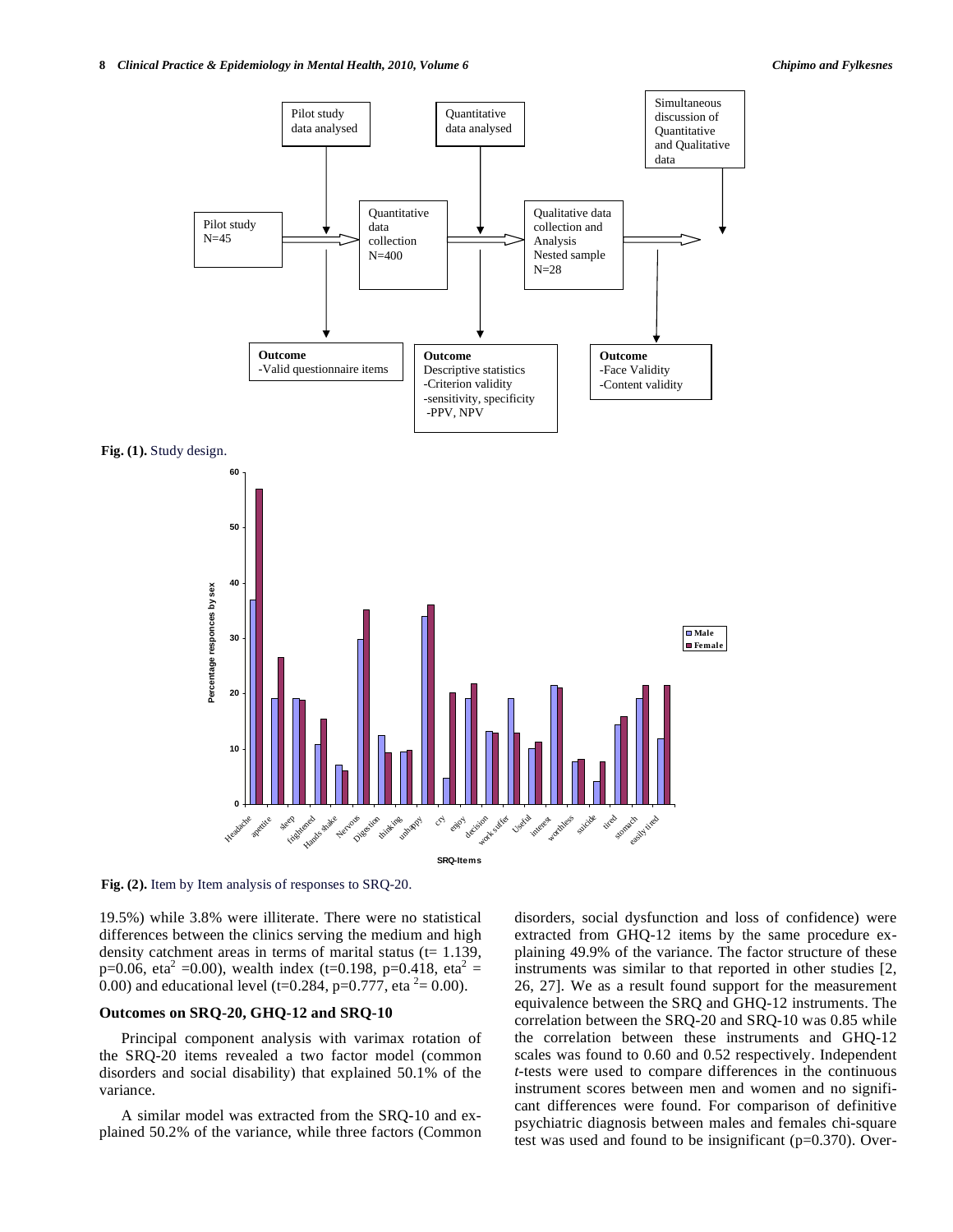**Fig. (1).** Study design.

**Fig. (2).** Item by Item analysis of responses to SRQ-20.

19.5%) while 3.8% were illiterate. There were no statistical differences between the clinics serving the medium and high density catchment areas in terms of marital status (t= 1.139, p=0.06, $eta^2$ =0.00), wealth index (t=0.198, p=0.418, $eta^2$ = 0.00) and educational level (t=0.284, p=0.777, $eta^2$= 0.00).

## Outcomes on SRQ-20, GHQ-12 and SRQ-10

Principal component analysis with varimax rotation of the SRQ-20 items revealed a two factor model (common disorders and social disability) that explained 50.1% of the variance.

A similar model was extracted from the SRQ-10 and explained 50.2% of the variance, while three factors (Common disorders, social dysfunction and loss of confidence) were extracted from GHQ-12 items by the same procedure explaining 49.9% of the variance. The factor structure of these instruments was similar to that reported in other studies [2, 26, 27]. We as a result found support for the measurement equivalence between the SRQ and GHQ-12 instruments. The correlation between the SRQ-20 and SRQ-10 was 0.85 while the correlation between these instruments and GHQ-12 scales was found to 0.60 and 0.52 respectively. Independent *t*-tests were used to compare differences in the continuous instrument scores between men and women and no significant differences were found. For comparison of definitive psychiatric diagnosis between males and females chi-square test was used and found to be insignificant (p=0.370). Over-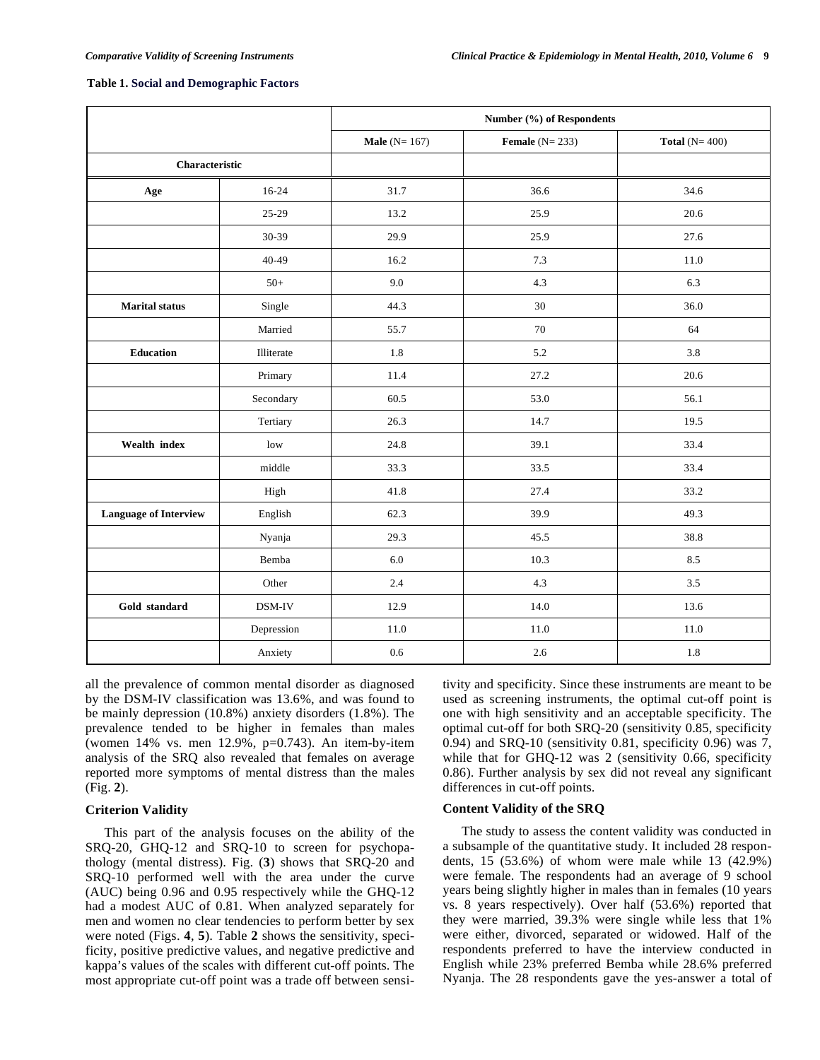**Table 1. Social and Demographic Factors**

| | | Number (%) of Respondents | | |
|---|---|---|---|---|
| | | **Male** (N= 167) | **Female** (N= 233) | **Total** (N= 400) |
| **Characteristic** | | | | |
| **Age** | 16-24 | 31.7 | 36.6 | 34.6 |
| | 25-29 | 13.2 | 25.9 | 20.6 |
| | 30-39 | 29.9 | 25.9 | 27.6 |
| | 40-49 | 16.2 | 7.3 | 11.0 |
| | 50+ | 9.0 | 4.3 | 6.3 |
| **Marital status** | Single | 44.3 | 30 | 36.0 |
| | Married | 55.7 | 70 | 64 |
| **Education** | Illiterate | 1.8 | 5.2 | 3.8 |
| | Primary | 11.4 | 27.2 | 20.6 |
| | Secondary | 60.5 | 53.0 | 56.1 |
| | Tertiary | 26.3 | 14.7 | 19.5 |
| **Wealth index** | low | 24.8 | 39.1 | 33.4 |
| | middle | 33.3 | 33.5 | 33.4 |
| | High | 41.8 | 27.4 | 33.2 |
| **Language of Interview** | English | 62.3 | 39.9 | 49.3 |
| | Nyanja | 29.3 | 45.5 | 38.8 |
| | Bemba | 6.0 | 10.3 | 8.5 |
| | Other | 2.4 | 4.3 | 3.5 |
| **Gold standard** | DSM-IV | 12.9 | 14.0 | 13.6 |
| | Depression | 11.0 | 11.0 | 11.0 |
| | Anxiety | 0.6 | 2.6 | 1.8 |

all the prevalence of common mental disorder as diagnosed by the DSM-IV classification was 13.6%, and was found to be mainly depression (10.8%) anxiety disorders (1.8%). The prevalence tended to be higher in females than males (women 14% vs. men 12.9%, p=0.743). An item-by-item analysis of the SRQ also revealed that females on average reported more symptoms of mental distress than the males (Fig. **2**).

### Criterion Validity

This part of the analysis focuses on the ability of the SRQ-20, GHQ-12 and SRQ-10 to screen for psychopathology (mental distress). Fig. (**3**) shows that SRQ-20 and SRQ-10 performed well with the area under the curve (AUC) being 0.96 and 0.95 respectively while the GHQ-12 had a modest AUC of 0.81. When analyzed separately for men and women no clear tendencies to perform better by sex were noted (Figs. **4**, **5**). Table **2** shows the sensitivity, specificity, positive predictive values, and negative predictive and kappa's values of the scales with different cut-off points. The most appropriate cut-off point was a trade off between sensitivity and specificity. Since these instruments are meant to be used as screening instruments, the optimal cut-off point is one with high sensitivity and an acceptable specificity. The optimal cut-off for both SRQ-20 (sensitivity 0.85, specificity 0.94) and SRQ-10 (sensitivity 0.81, specificity 0.96) was 7, while that for GHQ-12 was 2 (sensitivity 0.66, specificity 0.86). Further analysis by sex did not reveal any significant differences in cut-off points.

### Content Validity of the SRQ

The study to assess the content validity was conducted in a subsample of the quantitative study. It included 28 respondents, 15 (53.6%) of whom were male while 13 (42.9%) were female. The respondents had an average of 9 school years being slightly higher in males than in females (10 years vs. 8 years respectively). Over half (53.6%) reported that they were married, 39.3% were single while less that 1% were either, divorced, separated or widowed. Half of the respondents preferred to have the interview conducted in English while 23% preferred Bemba while 28.6% preferred Nyanja. The 28 respondents gave the yes-answer a total of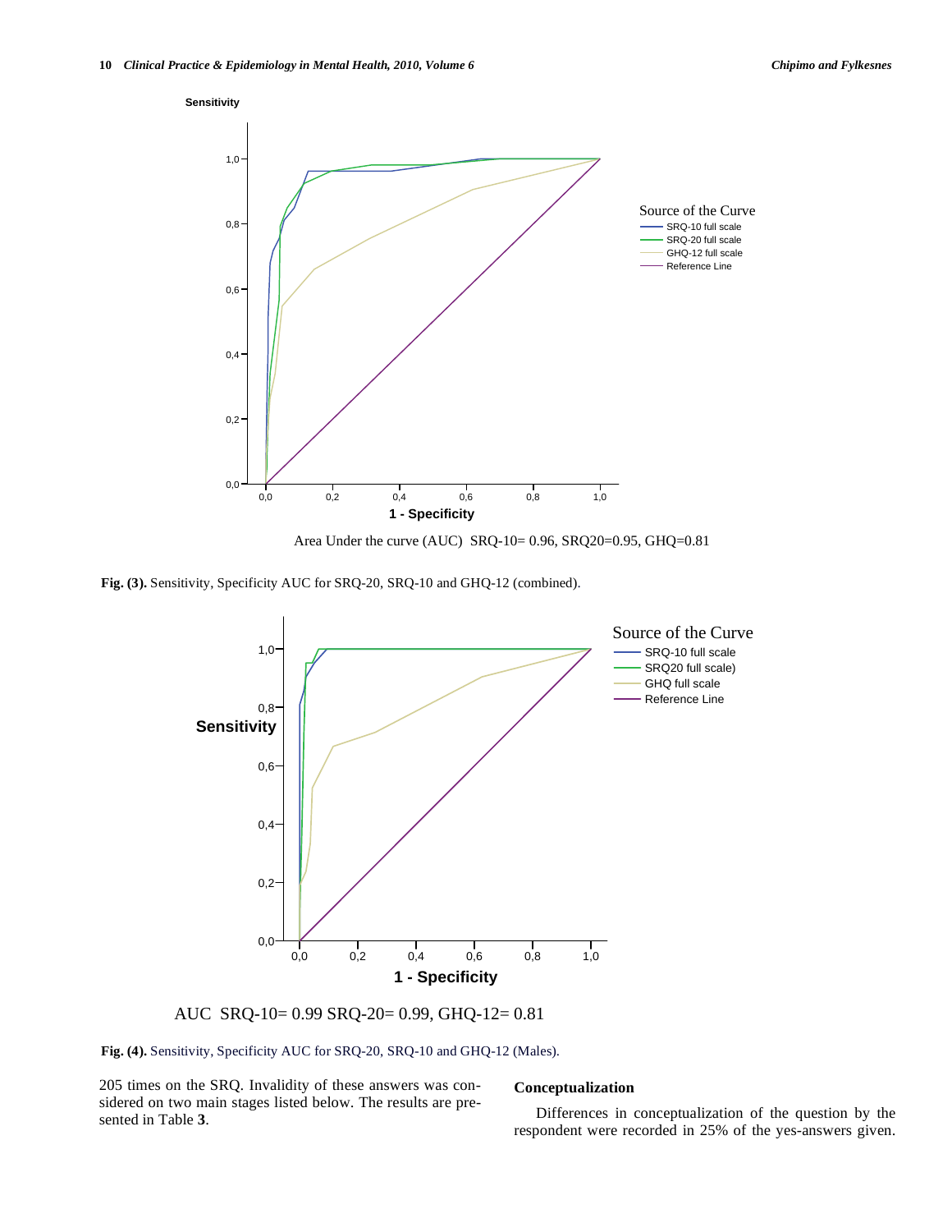Area Under the curve (AUC) SRQ-10= 0.96, SRQ20=0.95, GHQ=0.81

**Fig. (3).** Sensitivity, Specificity AUC for SRQ-20, SRQ-10 and GHQ-12 (combined).

AUC SRQ-10= 0.99 SRQ-20= 0.99, GHQ-12= 0.81

**Fig. (4).** Sensitivity, Specificity AUC for SRQ-20, SRQ-10 and GHQ-12 (Males).

205 times on the SRQ. Invalidity of these answers was considered on two main stages listed below. The results are presented in Table **3**.

**Conceptualization**

Differences in conceptualization of the question by the respondent were recorded in 25% of the yes-answers given.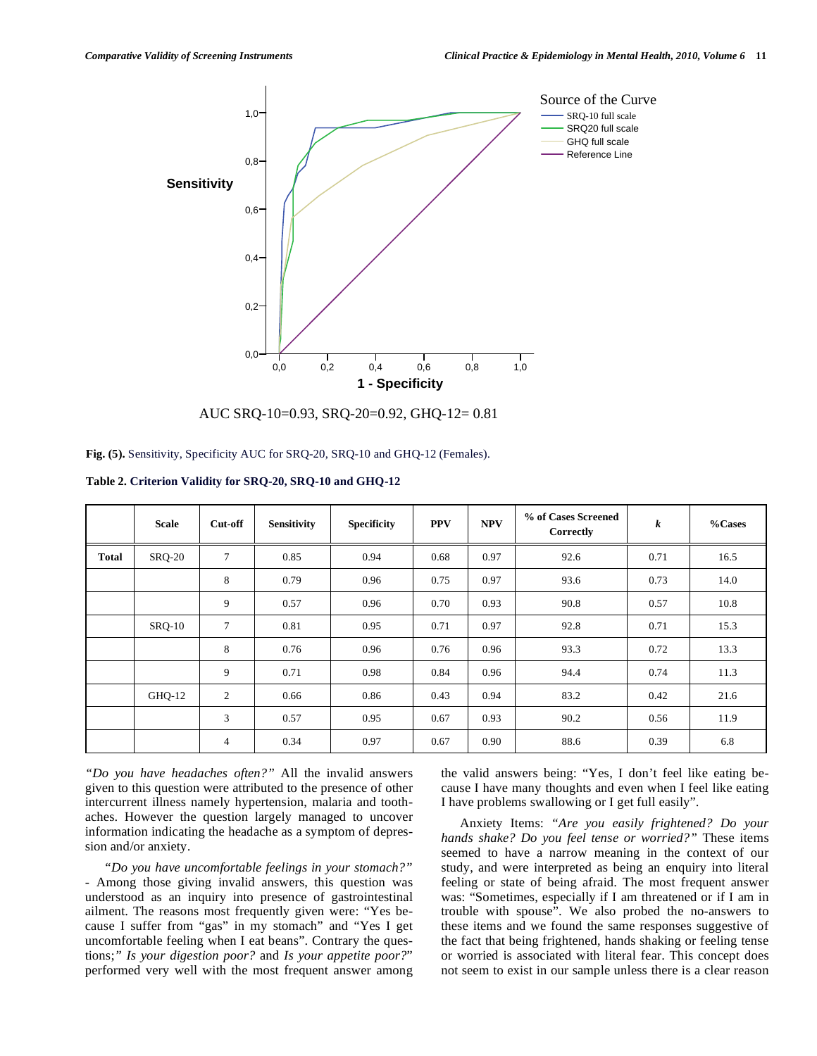AUC SRQ-10=0.93, SRQ-20=0.92, GHQ-12= 0.81

**Fig. (5).** Sensitivity, Specificity AUC for SRQ-20, SRQ-10 and GHQ-12 (Females).

**Table 2. Criterion Validity for SRQ-20, SRQ-10 and GHQ-12**

| | Scale | Cut-off | Sensitivity | Specificity | PPV | NPV | % of Cases Screened Correctly | *k* | %Cases |
|---|---|---|---|---|---|---|---|---|---|
| **Total** | SRQ-20 | 7 | 0.85 | 0.94 | 0.68 | 0.97 | 92.6 | 0.71 | 16.5 |
| | | 8 | 0.79 | 0.96 | 0.75 | 0.97 | 93.6 | 0.73 | 14.0 |
| | | 9 | 0.57 | 0.96 | 0.70 | 0.93 | 90.8 | 0.57 | 10.8 |
| | SRQ-10 | 7 | 0.81 | 0.95 | 0.71 | 0.97 | 92.8 | 0.71 | 15.3 |
| | | 8 | 0.76 | 0.96 | 0.76 | 0.96 | 93.3 | 0.72 | 13.3 |
| | | 9 | 0.71 | 0.98 | 0.84 | 0.96 | 94.4 | 0.74 | 11.3 |
| | GHQ-12 | 2 | 0.66 | 0.86 | 0.43 | 0.94 | 83.2 | 0.42 | 21.6 |
| | | 3 | 0.57 | 0.95 | 0.67 | 0.93 | 90.2 | 0.56 | 11.9 |
| | | 4 | 0.34 | 0.97 | 0.67 | 0.90 | 88.6 | 0.39 | 6.8 |

*"Do you have headaches often?"* All the invalid answers given to this question were attributed to the presence of other intercurrent illness namely hypertension, malaria and toothaches. However the question largely managed to uncover information indicating the headache as a symptom of depression and/or anxiety.

*"Do you have uncomfortable feelings in your stomach?"* - Among those giving invalid answers, this question was understood as an inquiry into presence of gastrointestinal ailment. The reasons most frequently given were: "Yes because I suffer from "gas" in my stomach" and "Yes I get uncomfortable feeling when I eat beans". Contrary the questions;*" Is your digestion poor?* and *Is your appetite poor?*" performed very well with the most frequent answer among the valid answers being: "Yes, I don't feel like eating because I have many thoughts and even when I feel like eating I have problems swallowing or I get full easily".

Anxiety Items: *"Are you easily frightened? Do your hands shake? Do you feel tense or worried?"* These items seemed to have a narrow meaning in the context of our study, and were interpreted as being an enquiry into literal feeling or state of being afraid. The most frequent answer was: "Sometimes, especially if I am threatened or if I am in trouble with spouse". We also probed the no-answers to these items and we found the same responses suggestive of the fact that being frightened, hands shaking or feeling tense or worried is associated with literal fear. This concept does not seem to exist in our sample unless there is a clear reason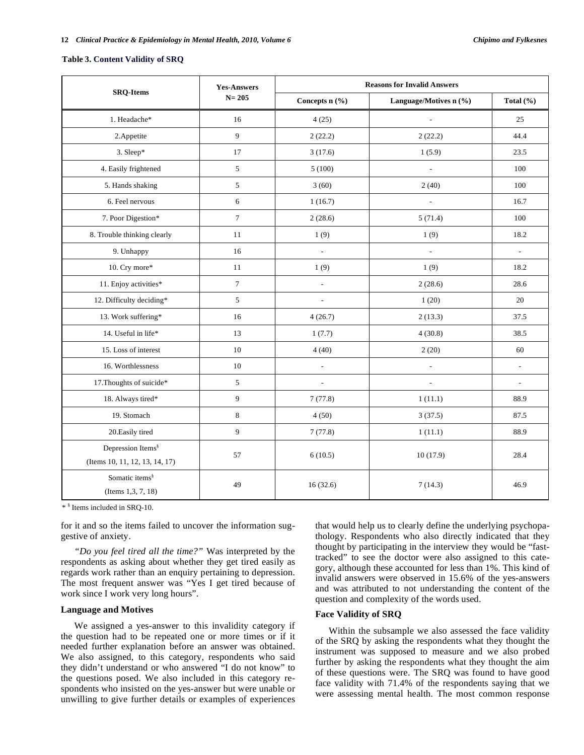**Table 3. Content Validity of SRQ**

| SRQ-Items | Yes-Answers N= 205 | Reasons for Invalid Answers | | |
|---|---|---|---|---|
| | | Concepts n (%) | Language/Motives n (%) | Total (%) |
| 1. Headache* | 16 | 4 (25) | - | 25 |
| 2.Appetite | 9 | 2 (22.2) | 2 (22.2) | 44.4 |
| 3. Sleep* | 17 | 3 (17.6) | 1 (5.9) | 23.5 |
| 4. Easily frightened | 5 | 5 (100) | - | 100 |
| 5. Hands shaking | 5 | 3 (60) | 2 (40) | 100 |
| 6. Feel nervous | 6 | 1 (16.7) | - | 16.7 |
| 7. Poor Digestion* | 7 | 2 (28.6) | 5 (71.4) | 100 |
| 8. Trouble thinking clearly | 11 | 1 (9) | 1 (9) | 18.2 |
| 9. Unhappy | 16 | - | - | - |
| 10. Cry more* | 11 | 1 (9) | 1 (9) | 18.2 |
| 11. Enjoy activities* | 7 | - | 2 (28.6) | 28.6 |
| 12. Difficulty deciding* | 5 | - | 1 (20) | 20 |
| 13. Work suffering* | 16 | 4 (26.7) | 2 (13.3) | 37.5 |
| 14. Useful in life* | 13 | 1 (7.7) | 4 (30.8) | 38.5 |
| 15. Loss of interest | 10 | 4 (40) | 2 (20) | 60 |
| 16. Worthlessness | 10 | - | - | - |
| 17.Thoughts of suicide* | 5 | - | - | - |
| 18. Always tired* | 9 | 7 (77.8) | 1 (11.1) | 88.9 |
| 19. Stomach | 8 | 4 (50) | 3 (37.5) | 87.5 |
| 20.Easily tired | 9 | 7 (77.8) | 1 (11.1) | 88.9 |
| Depression Items[§] (Items 10, 11, 12, 13, 14, 17) | 57 | 6 (10.5) | 10 (17.9) | 28.4 |
| Somatic items[§] (Items 1,3, 7, 18) | 49 | 16 (32.6) | 7 (14.3) | 46.9 |

\* [§] Items included in SRQ-10.

for it and so the items failed to uncover the information suggestive of anxiety.

*"Do you feel tired all the time?"* Was interpreted by the respondents as asking about whether they get tired easily as regards work rather than an enquiry pertaining to depression. The most frequent answer was "Yes I get tired because of work since I work very long hours".

### Language and Motives

We assigned a yes-answer to this invalidity category if the question had to be repeated one or more times or if it needed further explanation before an answer was obtained. We also assigned, to this category, respondents who said they didn't understand or who answered "I do not know" to the questions posed. We also included in this category respondents who insisted on the yes-answer but were unable or unwilling to give further details or examples of experiences that would help us to clearly define the underlying psychopathology. Respondents who also directly indicated that they thought by participating in the interview they would be "fast-tracked" to see the doctor were also assigned to this category, although these accounted for less than 1%. This kind of invalid answers were observed in 15.6% of the yes-answers and was attributed to not understanding the content of the question and complexity of the words used.

### Face Validity of SRQ

Within the subsample we also assessed the face validity of the SRQ by asking the respondents what they thought the instrument was supposed to measure and we also probed further by asking the respondents what they thought the aim of these questions were. The SRQ was found to have good face validity with 71.4% of the respondents saying that we were assessing mental health. The most common response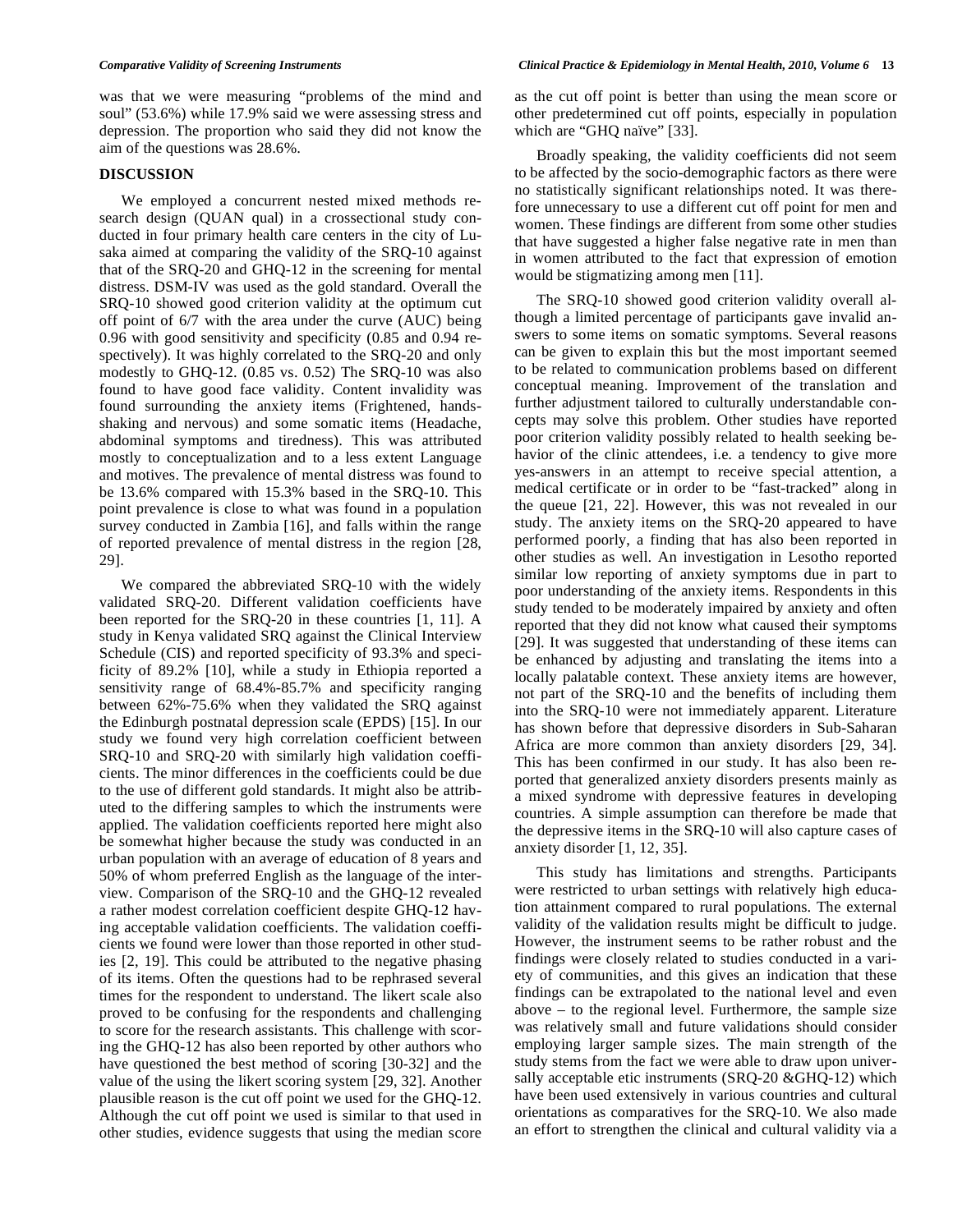was that we were measuring "problems of the mind and soul" (53.6%) while 17.9% said we were assessing stress and depression. The proportion who said they did not know the aim of the questions was 28.6%.

## DISCUSSION

We employed a concurrent nested mixed methods research design (QUAN qual) in a crossectional study conducted in four primary health care centers in the city of Lusaka aimed at comparing the validity of the SRQ-10 against that of the SRQ-20 and GHQ-12 in the screening for mental distress. DSM-IV was used as the gold standard. Overall the SRQ-10 showed good criterion validity at the optimum cut off point of 6/7 with the area under the curve (AUC) being 0.96 with good sensitivity and specificity (0.85 and 0.94 respectively). It was highly correlated to the SRQ-20 and only modestly to GHQ-12. (0.85 vs. 0.52) The SRQ-10 was also found to have good face validity. Content invalidity was found surrounding the anxiety items (Frightened, hands-shaking and nervous) and some somatic items (Headache, abdominal symptoms and tiredness). This was attributed mostly to conceptualization and to a less extent Language and motives. The prevalence of mental distress was found to be 13.6% compared with 15.3% based in the SRQ-10. This point prevalence is close to what was found in a population survey conducted in Zambia [16], and falls within the range of reported prevalence of mental distress in the region [28, 29].

We compared the abbreviated SRQ-10 with the widely validated SRQ-20. Different validation coefficients have been reported for the SRQ-20 in these countries [1, 11]. A study in Kenya validated SRQ against the Clinical Interview Schedule (CIS) and reported specificity of 93.3% and specificity of 89.2% [10], while a study in Ethiopia reported a sensitivity range of 68.4%-85.7% and specificity ranging between 62%-75.6% when they validated the SRQ against the Edinburgh postnatal depression scale (EPDS) [15]. In our study we found very high correlation coefficient between SRQ-10 and SRQ-20 with similarly high validation coefficients. The minor differences in the coefficients could be due to the use of different gold standards. It might also be attributed to the differing samples to which the instruments were applied. The validation coefficients reported here might also be somewhat higher because the study was conducted in an urban population with an average of education of 8 years and 50% of whom preferred English as the language of the interview. Comparison of the SRQ-10 and the GHQ-12 revealed a rather modest correlation coefficient despite GHQ-12 having acceptable validation coefficients. The validation coefficients we found were lower than those reported in other studies [2, 19]. This could be attributed to the negative phasing of its items. Often the questions had to be rephrased several times for the respondent to understand. The likert scale also proved to be confusing for the respondents and challenging to score for the research assistants. This challenge with scoring the GHQ-12 has also been reported by other authors who have questioned the best method of scoring [30-32] and the value of the using the likert scoring system [29, 32]. Another plausible reason is the cut off point we used for the GHQ-12. Although the cut off point we used is similar to that used in other studies, evidence suggests that using the median score as the cut off point is better than using the mean score or other predetermined cut off points, especially in population which are "GHQ naïve" [33].

Broadly speaking, the validity coefficients did not seem to be affected by the socio-demographic factors as there were no statistically significant relationships noted. It was therefore unnecessary to use a different cut off point for men and women. These findings are different from some other studies that have suggested a higher false negative rate in men than in women attributed to the fact that expression of emotion would be stigmatizing among men [11].

The SRQ-10 showed good criterion validity overall although a limited percentage of participants gave invalid answers to some items on somatic symptoms. Several reasons can be given to explain this but the most important seemed to be related to communication problems based on different conceptual meaning. Improvement of the translation and further adjustment tailored to culturally understandable concepts may solve this problem. Other studies have reported poor criterion validity possibly related to health seeking behavior of the clinic attendees, i.e. a tendency to give more yes-answers in an attempt to receive special attention, a medical certificate or in order to be "fast-tracked" along in the queue [21, 22]. However, this was not revealed in our study. The anxiety items on the SRQ-20 appeared to have performed poorly, a finding that has also been reported in other studies as well. An investigation in Lesotho reported similar low reporting of anxiety symptoms due in part to poor understanding of the anxiety items. Respondents in this study tended to be moderately impaired by anxiety and often reported that they did not know what caused their symptoms [29]. It was suggested that understanding of these items can be enhanced by adjusting and translating the items into a locally palatable context. These anxiety items are however, not part of the SRQ-10 and the benefits of including them into the SRQ-10 were not immediately apparent. Literature has shown before that depressive disorders in Sub-Saharan Africa are more common than anxiety disorders [29, 34]. This has been confirmed in our study. It has also been reported that generalized anxiety disorders presents mainly as a mixed syndrome with depressive features in developing countries. A simple assumption can therefore be made that the depressive items in the SRQ-10 will also capture cases of anxiety disorder [1, 12, 35].

This study has limitations and strengths. Participants were restricted to urban settings with relatively high education attainment compared to rural populations. The external validity of the validation results might be difficult to judge. However, the instrument seems to be rather robust and the findings were closely related to studies conducted in a variety of communities, and this gives an indication that these findings can be extrapolated to the national level and even above – to the regional level. Furthermore, the sample size was relatively small and future validations should consider employing larger sample sizes. The main strength of the study stems from the fact we were able to draw upon universally acceptable etic instruments (SRQ-20 &GHQ-12) which have been used extensively in various countries and cultural orientations as comparatives for the SRQ-10. We also made an effort to strengthen the clinical and cultural validity via a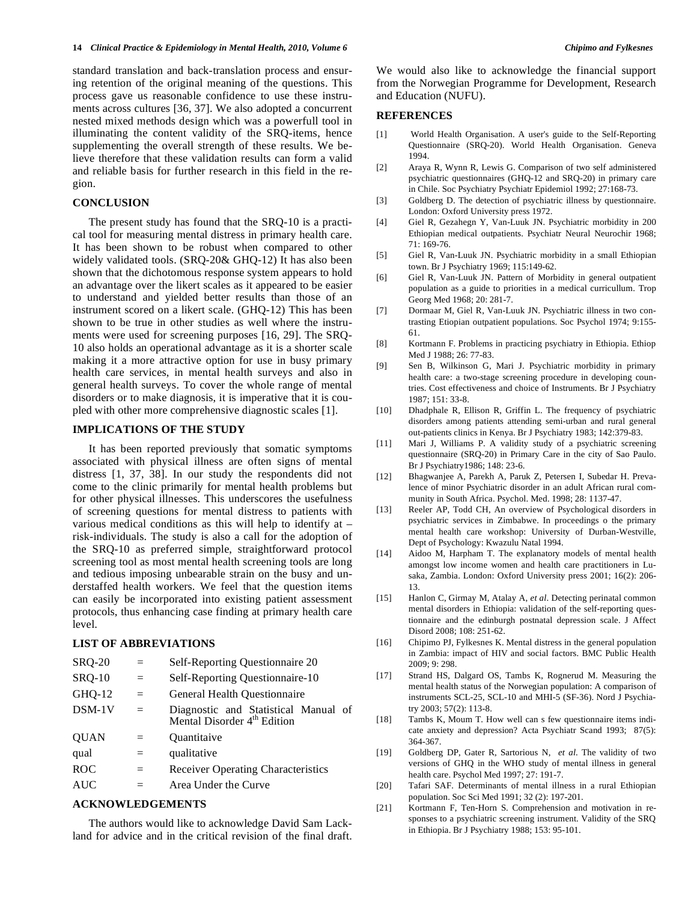standard translation and back-translation process and ensuring retention of the original meaning of the questions. This process gave us reasonable confidence to use these instruments across cultures [36, 37]. We also adopted a concurrent nested mixed methods design which was a powerfull tool in illuminating the content validity of the SRQ-items, hence supplementing the overall strength of these results. We believe therefore that these validation results can form a valid and reliable basis for further research in this field in the region.

## CONCLUSION

The present study has found that the SRQ-10 is a practical tool for measuring mental distress in primary health care. It has been shown to be robust when compared to other widely validated tools. (SRQ-20& GHQ-12) It has also been shown that the dichotomous response system appears to hold an advantage over the likert scales as it appeared to be easier to understand and yielded better results than those of an instrument scored on a likert scale. (GHQ-12) This has been shown to be true in other studies as well where the instruments were used for screening purposes [16, 29]. The SRQ-10 also holds an operational advantage as it is a shorter scale making it a more attractive option for use in busy primary health care services, in mental health surveys and also in general health surveys. To cover the whole range of mental disorders or to make diagnosis, it is imperative that it is coupled with other more comprehensive diagnostic scales [1].

## IMPLICATIONS OF THE STUDY

It has been reported previously that somatic symptoms associated with physical illness are often signs of mental distress [1, 37, 38]. In our study the respondents did not come to the clinic primarily for mental health problems but for other physical illnesses. This underscores the usefulness of screening questions for mental distress to patients with various medical conditions as this will help to identify at –risk-individuals. The study is also a call for the adoption of the SRQ-10 as preferred simple, straightforward protocol screening tool as most mental health screening tools are long and tedious imposing unbearable strain on the busy and understaffed health workers. We feel that the question items can easily be incorporated into existing patient assessment protocols, thus enhancing case finding at primary health care level.

## LIST OF ABBREVIATIONS

| | | |
|---|---|---|
| SRQ-20 | = | Self-Reporting Questionnaire 20 |
| SRQ-10 | = | Self-Reporting Questionnaire-10 |
| GHQ-12 | = | General Health Questionnaire |
| DSM-1V | = | Diagnostic and Statistical Manual of Mental Disorder 4th Edition |
| QUAN | = | Quantitaive |
| qual | = | qualitative |
| ROC | = | Receiver Operating Characteristics |
| AUC | = | Area Under the Curve |

## ACKNOWLEDGEMENTS

The authors would like to acknowledge David Sam Lackland for advice and in the critical revision of the final draft. We would also like to acknowledge the financial support from the Norwegian Programme for Development, Research and Education (NUFU).

## REFERENCES

[1] World Health Organisation. A user's guide to the Self-Reporting Questionnaire (SRQ-20). World Health Organisation. Geneva 1994.

[2] Araya R, Wynn R, Lewis G. Comparison of two self administered psychiatric questionnaires (GHQ-12 and SRQ-20) in primary care in Chile. Soc Psychiatry Psychiatr Epidemiol 1992; 27:168-73.

[3] Goldberg D. The detection of psychiatric illness by questionnaire. London: Oxford University press 1972.

[4] Giel R, Gezahegn Y, Van-Luuk JN. Psychiatric morbidity in 200 Ethiopian medical outpatients. Psychiatr Neural Neurochir 1968; 71: 169-76.

[5] Giel R, Van-Luuk JN. Psychiatric morbidity in a small Ethiopian town. Br J Psychiatry 1969; 115:149-62.

[6] Giel R, Van-Luuk JN. Pattern of Morbidity in general outpatient population as a guide to priorities in a medical curricullum. Trop Georg Med 1968; 20: 281-7.

[7] Dormaar M, Giel R, Van-Luuk JN. Psychiatric illness in two contrasting Etiopian outpatient populations. Soc Psychol 1974; 9:155-61.

[8] Kortmann F. Problems in practicing psychiatry in Ethiopia. Ethiop Med J 1988; 26: 77-83.

[9] Sen B, Wilkinson G, Mari J. Psychiatric morbidity in primary health care: a two-stage screening procedure in developing countries. Cost effectiveness and choice of Instruments. Br J Psychiatry 1987; 151: 33-8.

[10] Dhadphale R, Ellison R, Griffin L. The frequency of psychiatric disorders among patients attending semi-urban and rural general out-patients clinics in Kenya. Br J Psychiatry 1983; 142:379-83.

[11] Mari J, Williams P. A validity study of a psychiatric screening questionnaire (SRQ-20) in Primary Care in the city of Sao Paulo. Br J Psychiatry1986; 148: 23-6.

[12] Bhagwanjee A, Parekh A, Paruk Z, Petersen I, Subedar H. Prevalence of minor Psychiatric disorder in an adult African rural community in South Africa. Psychol. Med. 1998; 28: 1137-47.

[13] Reeler AP, Todd CH, An overview of Psychological disorders in psychiatric services in Zimbabwe. In proceedings o the primary mental health care workshop: University of Durban-Westville, Dept of Psychology: Kwazulu Natal 1994.

[14] Aidoo M, Harpham T. The explanatory models of mental health amongst low income women and health care practitioners in Lusaka, Zambia. London: Oxford University press 2001; 16(2): 206-13.

[15] Hanlon C, Girmay M, Atalay A, *et al*. Detecting perinatal common mental disorders in Ethiopia: validation of the self-reporting questionnaire and the edinburgh postnatal depression scale. J Affect Disord 2008; 108: 251-62.

[16] Chipimo PJ, Fylkesnes K. Mental distress in the general population in Zambia: impact of HIV and social factors. BMC Public Health 2009; 9: 298.

[17] Strand HS, Dalgard OS, Tambs K, Rognerud M. Measuring the mental health status of the Norwegian population: A comparison of instruments SCL-25, SCL-10 and MHI-5 (SF-36). Nord J Psychiatry 2003; 57(2): 113-8.

[18] Tambs K, Moum T. How well can s few questionnaire items indicate anxiety and depression? Acta Psychiatr Scand 1993; 87(5): 364-367.

[19] Goldberg DP, Gater R, Sartorious N, *et al.* The validity of two versions of GHQ in the WHO study of mental illness in general health care. Psychol Med 1997; 27: 191-7.

[20] Tafari SAF. Determinants of mental illness in a rural Ethiopian population. Soc Sci Med 1991; 32 (2): 197-201.

[21] Kortmann F, Ten-Horn S. Comprehension and motivation in responses to a psychiatric screening instrument. Validity of the SRQ in Ethiopia. Br J Psychiatry 1988; 153: 95-101.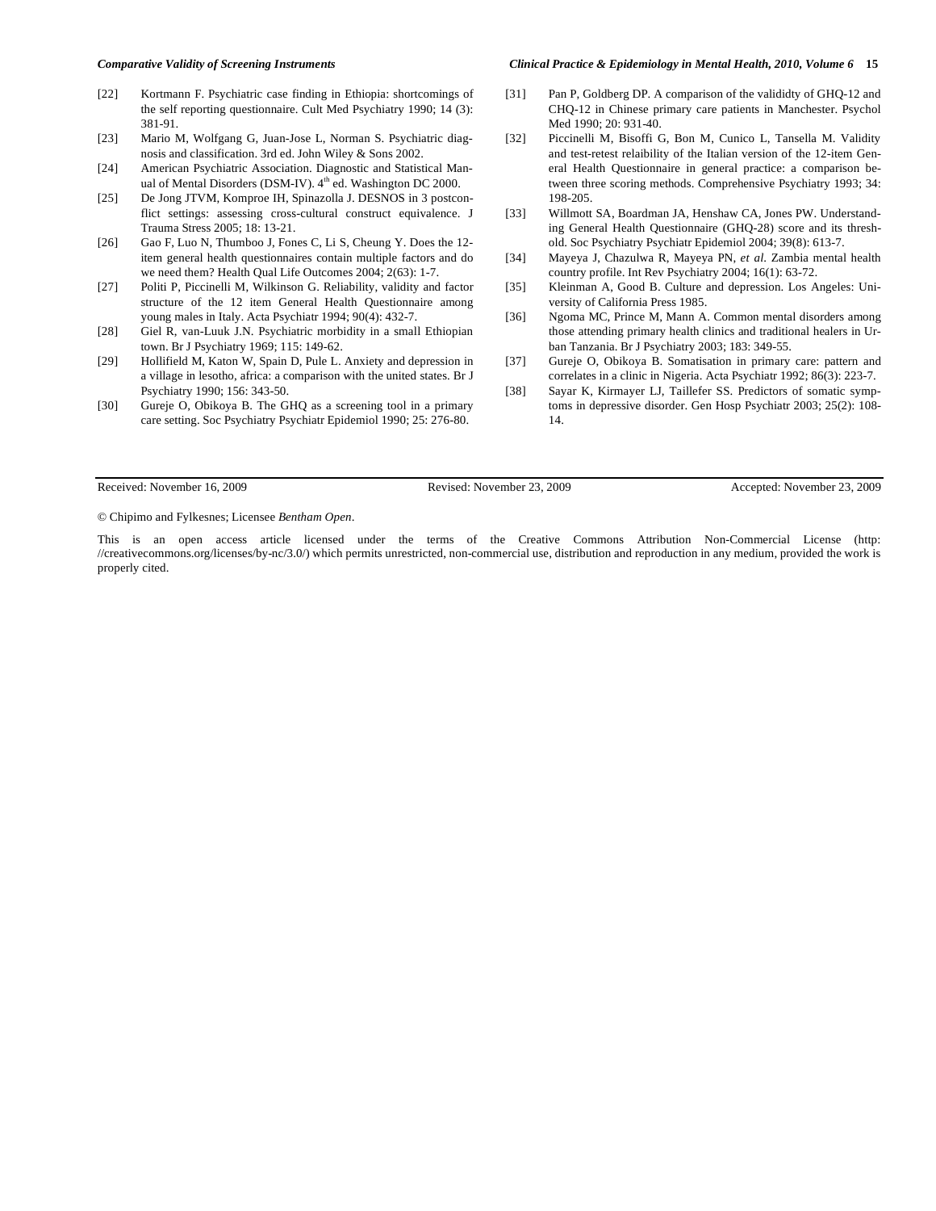[22] Kortmann F. Psychiatric case finding in Ethiopia: shortcomings of the self reporting questionnaire. Cult Med Psychiatry 1990; 14 (3): 381-91.

[23] Mario M, Wolfgang G, Juan-Jose L, Norman S. Psychiatric diagnosis and classification. 3rd ed. John Wiley & Sons 2002.

[24] American Psychiatric Association. Diagnostic and Statistical Manual of Mental Disorders (DSM-IV). 4$^{th}$ ed. Washington DC 2000.

[25] De Jong JTVM, Komproe IH, Spinazolla J. DESNOS in 3 postconflict settings: assessing cross-cultural construct equivalence. J Trauma Stress 2005; 18: 13-21.

[26] Gao F, Luo N, Thumboo J, Fones C, Li S, Cheung Y. Does the 12-item general health questionnaires contain multiple factors and do we need them? Health Qual Life Outcomes 2004; 2(63): 1-7.

[27] Politi P, Piccinelli M, Wilkinson G. Reliability, validity and factor structure of the 12 item General Health Questionnaire among young males in Italy. Acta Psychiatr 1994; 90(4): 432-7.

[28] Giel R, van-Luuk J.N. Psychiatric morbidity in a small Ethiopian town. Br J Psychiatry 1969; 115: 149-62.

[29] Hollifield M, Katon W, Spain D, Pule L. Anxiety and depression in a village in lesotho, africa: a comparison with the united states. Br J Psychiatry 1990; 156: 343-50.

[30] Gureje O, Obikoya B. The GHQ as a screening tool in a primary care setting. Soc Psychiatry Psychiatr Epidemiol 1990; 25: 276-80.

[31] Pan P, Goldberg DP. A comparison of the valididty of GHQ-12 and CHQ-12 in Chinese primary care patients in Manchester. Psychol Med 1990; 20: 931-40.

[32] Piccinelli M, Bisoffi G, Bon M, Cunico L, Tansella M. Validity and test-retest relaibility of the Italian version of the 12-item General Health Questionnaire in general practice: a comparison between three scoring methods. Comprehensive Psychiatry 1993; 34: 198-205.

[33] Willmott SA, Boardman JA, Henshaw CA, Jones PW. Understanding General Health Questionnaire (GHQ-28) score and its threshold. Soc Psychiatry Psychiatr Epidemiol 2004; 39(8): 613-7.

[34] Mayeya J, Chazulwa R, Mayeya PN, *et al.* Zambia mental health country profile. Int Rev Psychiatry 2004; 16(1): 63-72.

[35] Kleinman A, Good B. Culture and depression. Los Angeles: University of California Press 1985.

[36] Ngoma MC, Prince M, Mann A. Common mental disorders among those attending primary health clinics and traditional healers in Urban Tanzania. Br J Psychiatry 2003; 183: 349-55.

[37] Gureje O, Obikoya B. Somatisation in primary care: pattern and correlates in a clinic in Nigeria. Acta Psychiatr 1992; 86(3): 223-7.

[38] Sayar K, Kirmayer LJ, Taillefer SS. Predictors of somatic symptoms in depressive disorder. Gen Hosp Psychiatr 2003; 25(2): 108-14.

Received: November 16, 2009 Revised: November 23, 2009 Accepted: November 23, 2009

© Chipimo and Fylkesnes; Licensee *Bentham Open*.

This is an open access article licensed under the terms of the Creative Commons Attribution Non-Commercial License (http: //creativecommons.org/licenses/by-nc/3.0/) which permits unrestricted, non-commercial use, distribution and reproduction in any medium, provided the work is properly cited.